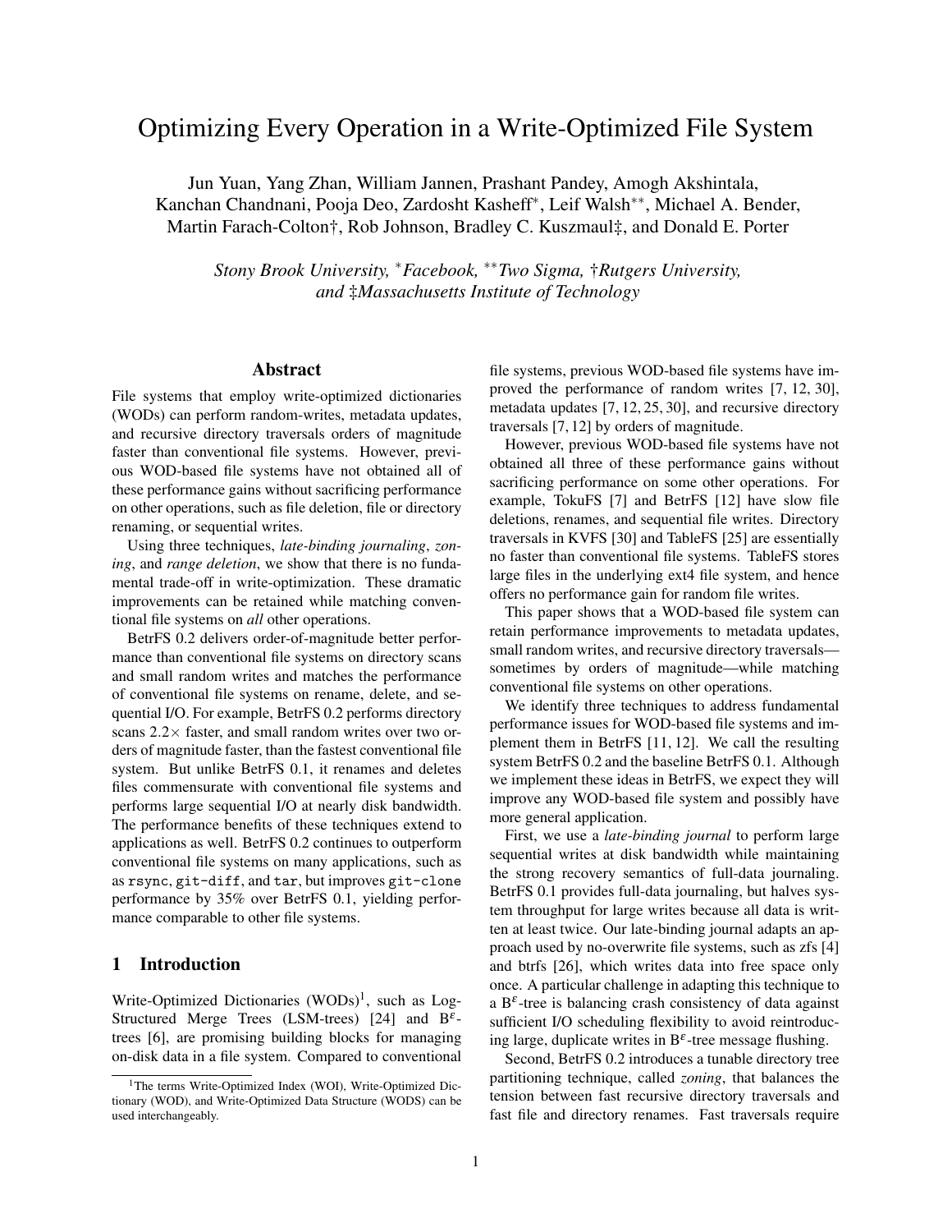# Optimizing Every Operation in a Write-Optimized File System

Jun Yuan, Yang Zhan, William Jannen, Prashant Pandey, Amogh Akshintala, Kanchan Chandnani, Pooja Deo, Zardosht Kasheff*, Leif Walsh**, Michael A. Bender, Martin Farach-Colton†, Rob Johnson, Bradley C. Kuszmaul‡, and Donald E. Porter

*Stony Brook University, \*Facebook, \*\*Two Sigma, †Rutgers University, and ‡Massachusetts Institute of Technology*

## Abstract

File systems that employ write-optimized dictionaries (WODs) can perform random-writes, metadata updates, and recursive directory traversals orders of magnitude faster than conventional file systems. However, previous WOD-based file systems have not obtained all of these performance gains without sacrificing performance on other operations, such as file deletion, file or directory renaming, or sequential writes.

Using three techniques, *late-binding journaling*, *zoning*, and *range deletion*, we show that there is no fundamental trade-off in write-optimization. These dramatic improvements can be retained while matching conventional file systems on *all* other operations.

BetrFS 0.2 delivers order-of-magnitude better performance than conventional file systems on directory scans and small random writes and matches the performance of conventional file systems on rename, delete, and sequential I/O. For example, BetrFS 0.2 performs directory scans 2.2× faster, and small random writes over two orders of magnitude faster, than the fastest conventional file system. But unlike BetrFS 0.1, it renames and deletes files commensurate with conventional file systems and performs large sequential I/O at nearly disk bandwidth. The performance benefits of these techniques extend to applications as well. BetrFS 0.2 continues to outperform conventional file systems on many applications, such as as `rsync`, `git-diff`, and `tar`, but improves `git-clone` performance by 35% over BetrFS 0.1, yielding performance comparable to other file systems.

## 1 Introduction

Write-Optimized Dictionaries (WODs)[1], such as Log-Structured Merge Trees (LSM-trees) [24] and $B^{\varepsilon}$-trees [6], are promising building blocks for managing on-disk data in a file system. Compared to conventional file systems, previous WOD-based file systems have improved the performance of random writes [7, 12, 30], metadata updates [7, 12, 25, 30], and recursive directory traversals [7, 12] by orders of magnitude.

However, previous WOD-based file systems have not obtained all three of these performance gains without sacrificing performance on some other operations. For example, TokuFS [7] and BetrFS [12] have slow file deletions, renames, and sequential file writes. Directory traversals in KVFS [30] and TableFS [25] are essentially no faster than conventional file systems. TableFS stores large files in the underlying ext4 file system, and hence offers no performance gain for random file writes.

This paper shows that a WOD-based file system can retain performance improvements to metadata updates, small random writes, and recursive directory traversals—sometimes by orders of magnitude—while matching conventional file systems on other operations.

We identify three techniques to address fundamental performance issues for WOD-based file systems and implement them in BetrFS [11, 12]. We call the resulting system BetrFS 0.2 and the baseline BetrFS 0.1. Although we implement these ideas in BetrFS, we expect they will improve any WOD-based file system and possibly have more general application.

First, we use a *late-binding journal* to perform large sequential writes at disk bandwidth while maintaining the strong recovery semantics of full-data journaling. BetrFS 0.1 provides full-data journaling, but halves system throughput for large writes because all data is written at least twice. Our late-binding journal adapts an approach used by no-overwrite file systems, such as zfs [4] and btrfs [26], which writes data into free space only once. A particular challenge in adapting this technique to a $B^{\varepsilon}$-tree is balancing crash consistency of data against sufficient I/O scheduling flexibility to avoid reintroducing large, duplicate writes in $B^{\varepsilon}$-tree message flushing.

Second, BetrFS 0.2 introduces a tunable directory tree partitioning technique, called *zoning*, that balances the tension between fast recursive directory traversals and fast file and directory renames. Fast traversals require

[1] The terms Write-Optimized Index (WOI), Write-Optimized Dictionary (WOD), and Write-Optimized Data Structure (WODS) can be used interchangeably.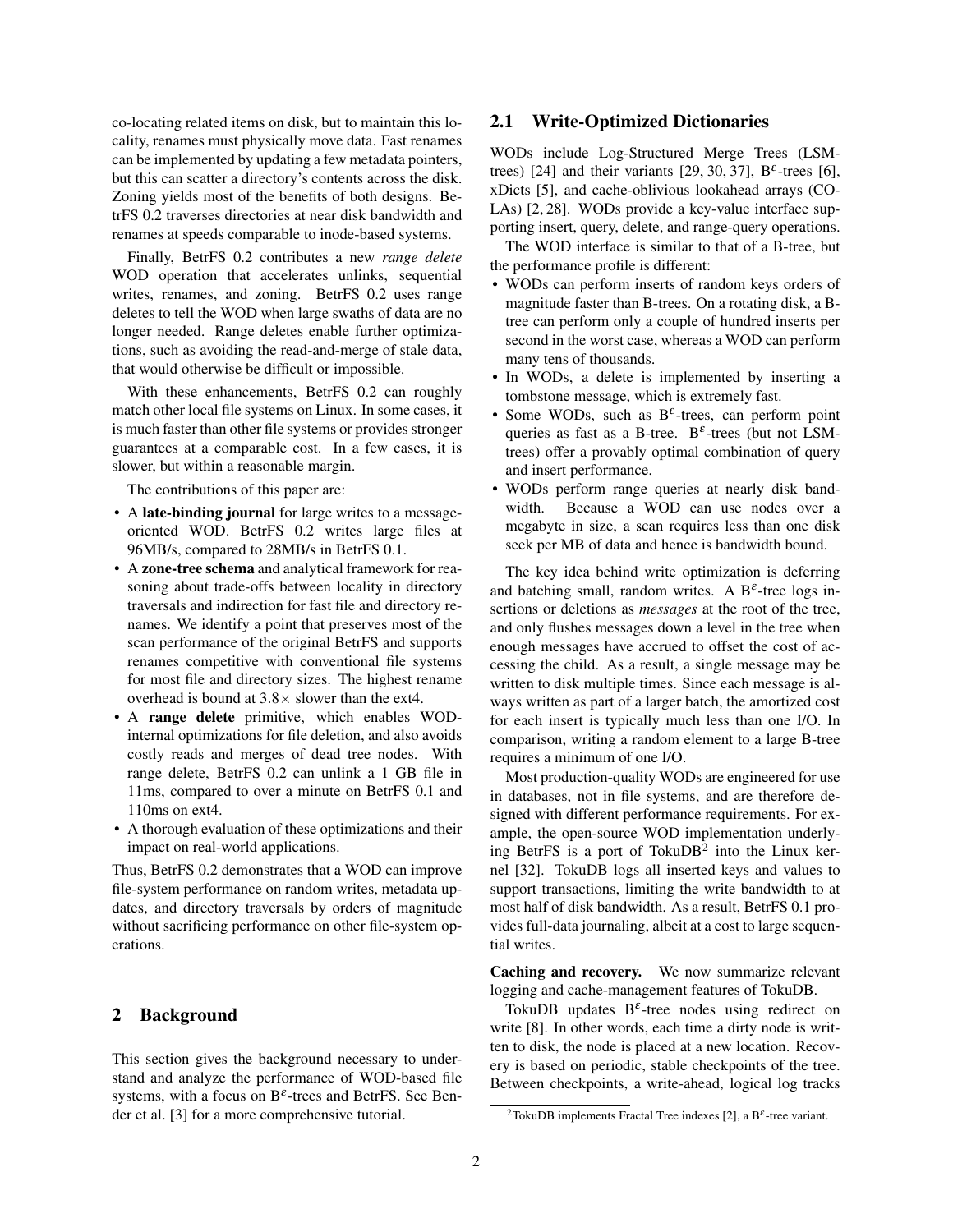co-locating related items on disk, but to maintain this locality, renames must physically move data. Fast renames can be implemented by updating a few metadata pointers, but this can scatter a directory's contents across the disk. Zoning yields most of the benefits of both designs. BetrFS 0.2 traverses directories at near disk bandwidth and renames at speeds comparable to inode-based systems.

Finally, BetrFS 0.2 contributes a new *range delete* WOD operation that accelerates unlinks, sequential writes, renames, and zoning. BetrFS 0.2 uses range deletes to tell the WOD when large swaths of data are no longer needed. Range deletes enable further optimizations, such as avoiding the read-and-merge of stale data, that would otherwise be difficult or impossible.

With these enhancements, BetrFS 0.2 can roughly match other local file systems on Linux. In some cases, it is much faster than other file systems or provides stronger guarantees at a comparable cost. In a few cases, it is slower, but within a reasonable margin.

The contributions of this paper are:

- A **late-binding journal** for large writes to a message-oriented WOD. BetrFS 0.2 writes large files at 96MB/s, compared to 28MB/s in BetrFS 0.1.
- A **zone-tree schema** and analytical framework for reasoning about trade-offs between locality in directory traversals and indirection for fast file and directory renames. We identify a point that preserves most of the scan performance of the original BetrFS and supports renames competitive with conventional file systems for most file and directory sizes. The highest rename overhead is bound at $3.8\times$ slower than the ext4.
- A **range delete** primitive, which enables WOD-internal optimizations for file deletion, and also avoids costly reads and merges of dead tree nodes. With range delete, BetrFS 0.2 can unlink a 1 GB file in 11ms, compared to over a minute on BetrFS 0.1 and 110ms on ext4.
- A thorough evaluation of these optimizations and their impact on real-world applications.

Thus, BetrFS 0.2 demonstrates that a WOD can improve file-system performance on random writes, metadata updates, and directory traversals by orders of magnitude without sacrificing performance on other file-system operations.

## 2 Background

This section gives the background necessary to understand and analyze the performance of WOD-based file systems, with a focus on $B^\varepsilon$-trees and BetrFS. See Bender et al. [3] for a more comprehensive tutorial.

### 2.1 Write-Optimized Dictionaries

WODs include Log-Structured Merge Trees (LSM-trees) [24] and their variants [29, 30, 37], $B^\varepsilon$-trees [6], xDicts [5], and cache-oblivious lookahead arrays (COLAs) [2, 28]. WODs provide a key-value interface supporting insert, query, delete, and range-query operations.

The WOD interface is similar to that of a B-tree, but the performance profile is different:

- WODs can perform inserts of random keys orders of magnitude faster than B-trees. On a rotating disk, a B-tree can perform only a couple of hundred inserts per second in the worst case, whereas a WOD can perform many tens of thousands.
- In WODs, a delete is implemented by inserting a tombstone message, which is extremely fast.
- Some WODs, such as $B^\varepsilon$-trees, can perform point queries as fast as a B-tree. $B^\varepsilon$-trees (but not LSM-trees) offer a provably optimal combination of query and insert performance.
- WODs perform range queries at nearly disk bandwidth. Because a WOD can use nodes over a megabyte in size, a scan requires less than one disk seek per MB of data and hence is bandwidth bound.

The key idea behind write optimization is deferring and batching small, random writes. A $B^\varepsilon$-tree logs insertions or deletions as *messages* at the root of the tree, and only flushes messages down a level in the tree when enough messages have accrued to offset the cost of accessing the child. As a result, a single message may be written to disk multiple times. Since each message is always written as part of a larger batch, the amortized cost for each insert is typically much less than one I/O. In comparison, writing a random element to a large B-tree requires a minimum of one I/O.

Most production-quality WODs are engineered for use in databases, not in file systems, and are therefore designed with different performance requirements. For example, the open-source WOD implementation underlying BetrFS is a port of TokuDB[2] into the Linux kernel [32]. TokuDB logs all inserted keys and values to support transactions, limiting the write bandwidth to at most half of disk bandwidth. As a result, BetrFS 0.1 provides full-data journaling, albeit at a cost to large sequential writes.

**Caching and recovery.** We now summarize relevant logging and cache-management features of TokuDB.

TokuDB updates $B^\varepsilon$-tree nodes using redirect on write [8]. In other words, each time a dirty node is written to disk, the node is placed at a new location. Recovery is based on periodic, stable checkpoints of the tree. Between checkpoints, a write-ahead, logical log tracks

[2] TokuDB implements Fractal Tree indexes [2], a $B^\varepsilon$-tree variant.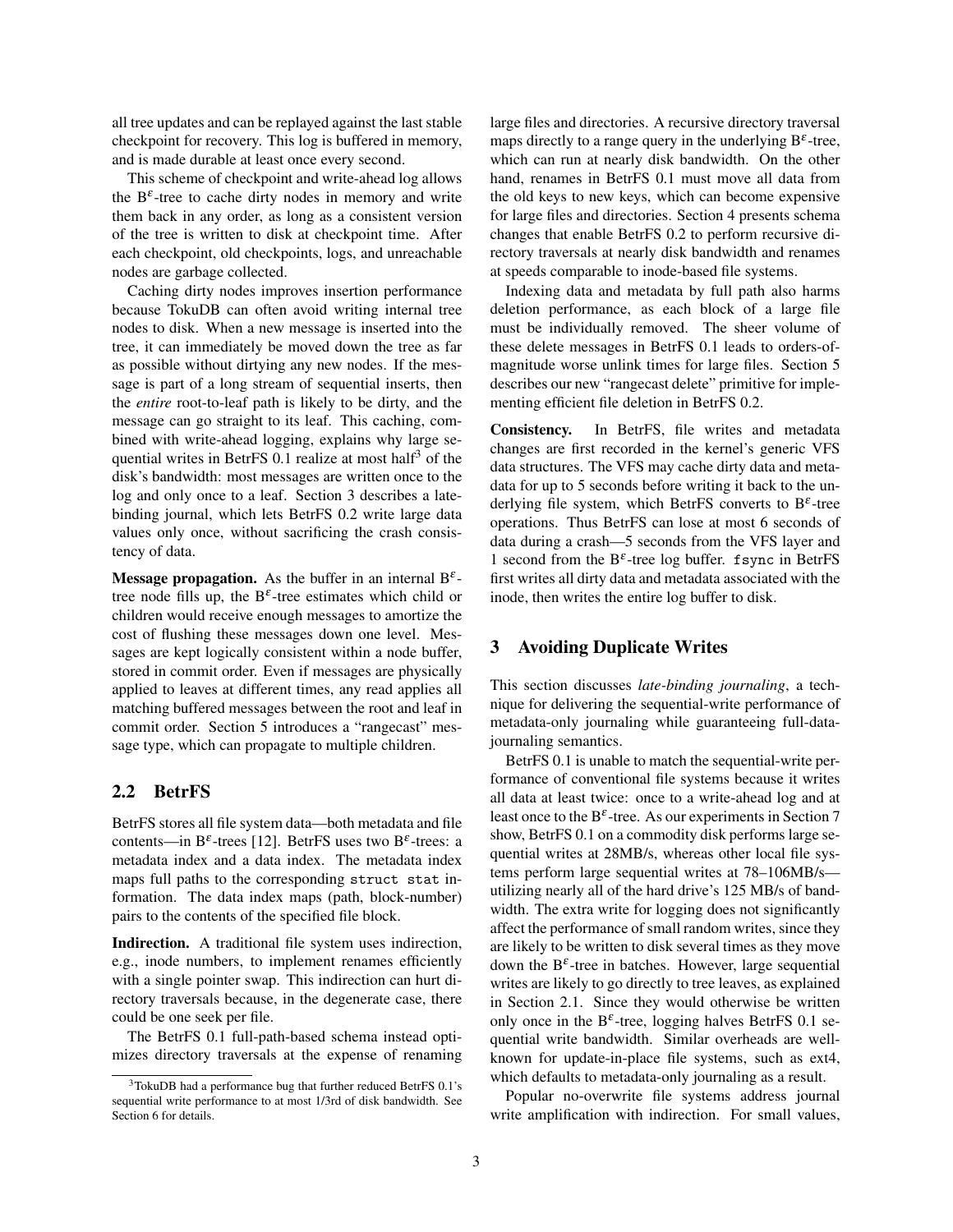all tree updates and can be replayed against the last stable checkpoint for recovery. This log is buffered in memory, and is made durable at least once every second.

This scheme of checkpoint and write-ahead log allows the $B^{\varepsilon}$-tree to cache dirty nodes in memory and write them back in any order, as long as a consistent version of the tree is written to disk at checkpoint time. After each checkpoint, old checkpoints, logs, and unreachable nodes are garbage collected.

Caching dirty nodes improves insertion performance because TokuDB can often avoid writing internal tree nodes to disk. When a new message is inserted into the tree, it can immediately be moved down the tree as far as possible without dirtying any new nodes. If the message is part of a long stream of sequential inserts, then the *entire* root-to-leaf path is likely to be dirty, and the message can go straight to its leaf. This caching, combined with write-ahead logging, explains why large sequential writes in BetrFS 0.1 realize at most half[3] of the disk's bandwidth: most messages are written once to the log and only once to a leaf. Section 3 describes a late-binding journal, which lets BetrFS 0.2 write large data values only once, without sacrificing the crash consistency of data.

**Message propagation.** As the buffer in an internal $B^{\varepsilon}$-tree node fills up, the $B^{\varepsilon}$-tree estimates which child or children would receive enough messages to amortize the cost of flushing these messages down one level. Messages are kept logically consistent within a node buffer, stored in commit order. Even if messages are physically applied to leaves at different times, any read applies all matching buffered messages between the root and leaf in commit order. Section 5 introduces a "rangecast" message type, which can propagate to multiple children.

## 2.2 BetrFS

BetrFS stores all file system data—both metadata and file contents—in $B^{\varepsilon}$-trees [12]. BetrFS uses two $B^{\varepsilon}$-trees: a metadata index and a data index. The metadata index maps full paths to the corresponding `struct stat` information. The data index maps (path, block-number) pairs to the contents of the specified file block.

**Indirection.** A traditional file system uses indirection, e.g., inode numbers, to implement renames efficiently with a single pointer swap. This indirection can hurt directory traversals because, in the degenerate case, there could be one seek per file.

The BetrFS 0.1 full-path-based schema instead optimizes directory traversals at the expense of renaming large files and directories. A recursive directory traversal maps directly to a range query in the underlying $B^{\varepsilon}$-tree, which can run at nearly disk bandwidth. On the other hand, renames in BetrFS 0.1 must move all data from the old keys to new keys, which can become expensive for large files and directories. Section 4 presents schema changes that enable BetrFS 0.2 to perform recursive directory traversals at nearly disk bandwidth and renames at speeds comparable to inode-based file systems.

Indexing data and metadata by full path also harms deletion performance, as each block of a large file must be individually removed. The sheer volume of these delete messages in BetrFS 0.1 leads to orders-of-magnitude worse unlink times for large files. Section 5 describes our new "rangecast delete" primitive for implementing efficient file deletion in BetrFS 0.2.

**Consistency.** In BetrFS, file writes and metadata changes are first recorded in the kernel's generic VFS data structures. The VFS may cache dirty data and metadata for up to 5 seconds before writing it back to the underlying file system, which BetrFS converts to $B^{\varepsilon}$-tree operations. Thus BetrFS can lose at most 6 seconds of data during a crash—5 seconds from the VFS layer and 1 second from the $B^{\varepsilon}$-tree log buffer. `fsync` in BetrFS first writes all dirty data and metadata associated with the inode, then writes the entire log buffer to disk.

# 3 Avoiding Duplicate Writes

This section discusses *late-binding journaling*, a technique for delivering the sequential-write performance of metadata-only journaling while guaranteeing full-data-journaling semantics.

BetrFS 0.1 is unable to match the sequential-write performance of conventional file systems because it writes all data at least twice: once to a write-ahead log and at least once to the $B^{\varepsilon}$-tree. As our experiments in Section 7 show, BetrFS 0.1 on a commodity disk performs large sequential writes at 28MB/s, whereas other local file systems perform large sequential writes at 78–106MB/s—utilizing nearly all of the hard drive's 125 MB/s of bandwidth. The extra write for logging does not significantly affect the performance of small random writes, since they are likely to be written to disk several times as they move down the $B^{\varepsilon}$-tree in batches. However, large sequential writes are likely to go directly to tree leaves, as explained in Section 2.1. Since they would otherwise be written only once in the $B^{\varepsilon}$-tree, logging halves BetrFS 0.1 sequential write bandwidth. Similar overheads are well-known for update-in-place file systems, such as ext4, which defaults to metadata-only journaling as a result.

Popular no-overwrite file systems address journal write amplification with indirection. For small values,

[3] TokuDB had a performance bug that further reduced BetrFS 0.1's sequential write performance to at most 1/3rd of disk bandwidth. See Section 6 for details.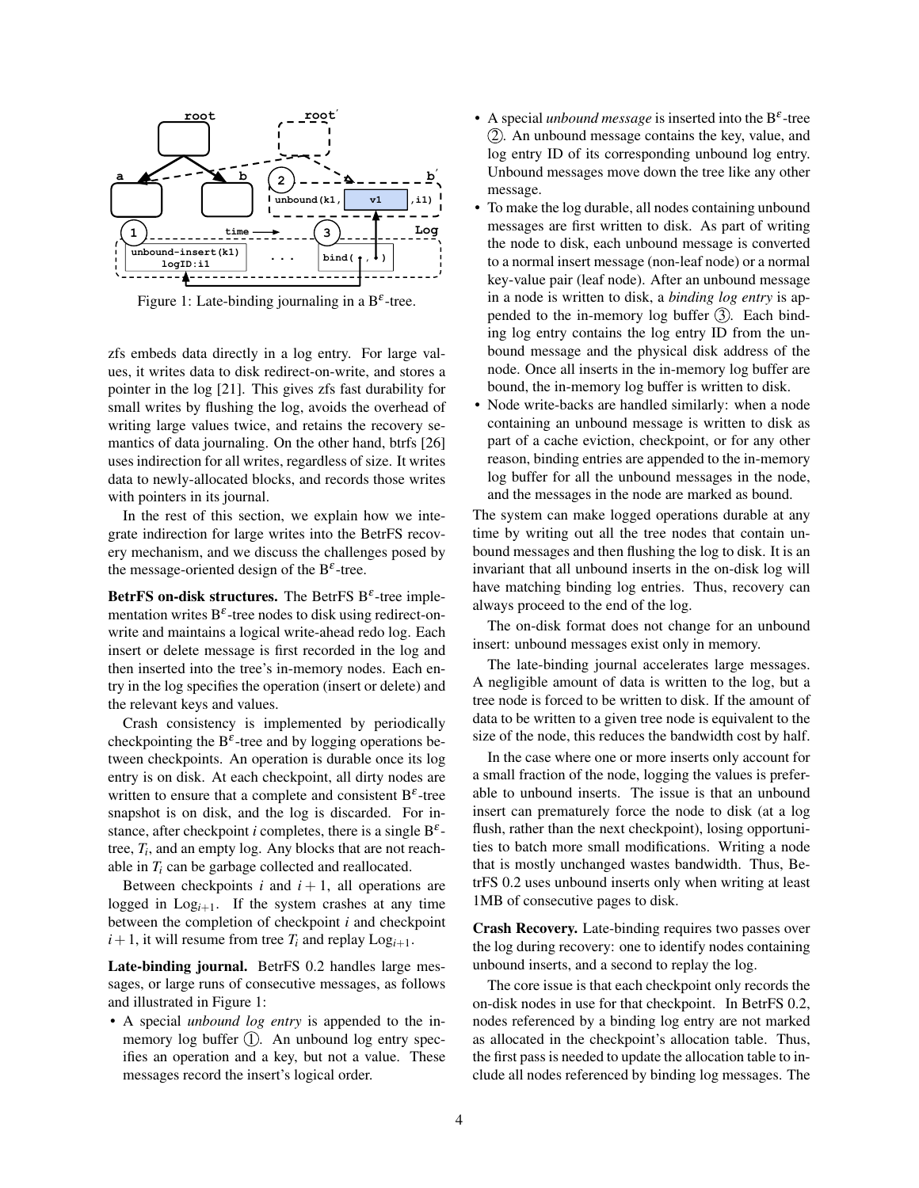Figure 1: Late-binding journaling in a B$^\varepsilon$-tree.

zfs embeds data directly in a log entry. For large values, it writes data to disk redirect-on-write, and stores a pointer in the log [21]. This gives zfs fast durability for small writes by flushing the log, avoids the overhead of writing large values twice, and retains the recovery semantics of data journaling. On the other hand, btrfs [26] uses indirection for all writes, regardless of size. It writes data to newly-allocated blocks, and records those writes with pointers in its journal.

In the rest of this section, we explain how we integrate indirection for large writes into the BetrFS recovery mechanism, and we discuss the challenges posed by the message-oriented design of the B$^\varepsilon$-tree.

**BetrFS on-disk structures.** The BetrFS B$^\varepsilon$-tree implementation writes B$^\varepsilon$-tree nodes to disk using redirect-on-write and maintains a logical write-ahead redo log. Each insert or delete message is first recorded in the log and then inserted into the tree's in-memory nodes. Each entry in the log specifies the operation (insert or delete) and the relevant keys and values.

Crash consistency is implemented by periodically checkpointing the B$^\varepsilon$-tree and by logging operations between checkpoints. An operation is durable once its log entry is on disk. At each checkpoint, all dirty nodes are written to ensure that a complete and consistent B$^\varepsilon$-tree snapshot is on disk, and the log is discarded. For instance, after checkpoint $i$ completes, there is a single B$^\varepsilon$-tree, $T_i$, and an empty log. Any blocks that are not reachable in $T_i$ can be garbage collected and reallocated.

Between checkpoints $i$ and $i+1$, all operations are logged in $\text{Log}_{i+1}$. If the system crashes at any time between the completion of checkpoint $i$ and checkpoint $i+1$, it will resume from tree $T_i$ and replay $\text{Log}_{i+1}$.

**Late-binding journal.** BetrFS 0.2 handles large messages, or large runs of consecutive messages, as follows and illustrated in Figure 1:

- A special *unbound log entry* is appended to the in-memory log buffer ①. An unbound log entry specifies an operation and a key, but not a value. These messages record the insert's logical order.
- A special *unbound message* is inserted into the B$^\varepsilon$-tree ②. An unbound message contains the key, value, and log entry ID of its corresponding unbound log entry. Unbound messages move down the tree like any other message.
- To make the log durable, all nodes containing unbound messages are first written to disk. As part of writing the node to disk, each unbound message is converted to a normal insert message (non-leaf node) or a normal key-value pair (leaf node). After an unbound message in a node is written to disk, a *binding log entry* is appended to the in-memory log buffer ③. Each binding log entry contains the log entry ID from the unbound message and the physical disk address of the node. Once all inserts in the in-memory log buffer are bound, the in-memory log buffer is written to disk.
- Node write-backs are handled similarly: when a node containing an unbound message is written to disk as part of a cache eviction, checkpoint, or for any other reason, binding entries are appended to the in-memory log buffer for all the unbound messages in the node, and the messages in the node are marked as bound.

The system can make logged operations durable at any time by writing out all the tree nodes that contain unbound messages and then flushing the log to disk. It is an invariant that all unbound inserts in the on-disk log will have matching binding log entries. Thus, recovery can always proceed to the end of the log.

The on-disk format does not change for an unbound insert: unbound messages exist only in memory.

The late-binding journal accelerates large messages. A negligible amount of data is written to the log, but a tree node is forced to be written to disk. If the amount of data to be written to a given tree node is equivalent to the size of the node, this reduces the bandwidth cost by half.

In the case where one or more inserts only account for a small fraction of the node, logging the values is preferable to unbound inserts. The issue is that an unbound insert can prematurely force the node to disk (at a log flush, rather than the next checkpoint), losing opportunities to batch more small modifications. Writing a node that is mostly unchanged wastes bandwidth. Thus, BetrFS 0.2 uses unbound inserts only when writing at least 1MB of consecutive pages to disk.

**Crash Recovery.** Late-binding requires two passes over the log during recovery: one to identify nodes containing unbound inserts, and a second to replay the log.

The core issue is that each checkpoint only records the on-disk nodes in use for that checkpoint. In BetrFS 0.2, nodes referenced by a binding log entry are not marked as allocated in the checkpoint's allocation table. Thus, the first pass is needed to update the allocation table to include all nodes referenced by binding log messages. The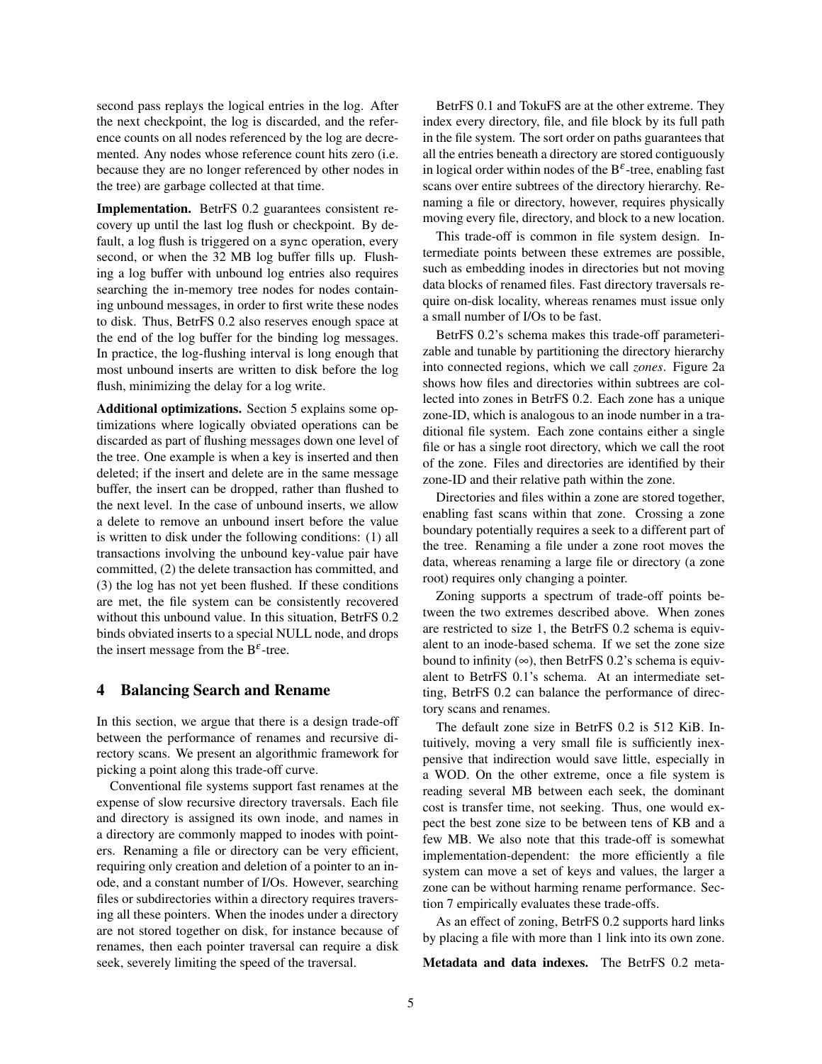second pass replays the logical entries in the log. After the next checkpoint, the log is discarded, and the reference counts on all nodes referenced by the log are decremented. Any nodes whose reference count hits zero (i.e. because they are no longer referenced by other nodes in the tree) are garbage collected at that time.

**Implementation.** BetrFS 0.2 guarantees consistent recovery up until the last log flush or checkpoint. By default, a log flush is triggered on a `sync` operation, every second, or when the 32 MB log buffer fills up. Flushing a log buffer with unbound log entries also requires searching the in-memory tree nodes for nodes containing unbound messages, in order to first write these nodes to disk. Thus, BetrFS 0.2 also reserves enough space at the end of the log buffer for the binding log messages. In practice, the log-flushing interval is long enough that most unbound inserts are written to disk before the log flush, minimizing the delay for a log write.

**Additional optimizations.** Section 5 explains some optimizations where logically obviated operations can be discarded as part of flushing messages down one level of the tree. One example is when a key is inserted and then deleted; if the insert and delete are in the same message buffer, the insert can be dropped, rather than flushed to the next level. In the case of unbound inserts, we allow a delete to remove an unbound insert before the value is written to disk under the following conditions: (1) all transactions involving the unbound key-value pair have committed, (2) the delete transaction has committed, and (3) the log has not yet been flushed. If these conditions are met, the file system can be consistently recovered without this unbound value. In this situation, BetrFS 0.2 binds obviated inserts to a special NULL node, and drops the insert message from the B$^{\varepsilon}$-tree.

## 4 Balancing Search and Rename

In this section, we argue that there is a design trade-off between the performance of renames and recursive directory scans. We present an algorithmic framework for picking a point along this trade-off curve.

Conventional file systems support fast renames at the expense of slow recursive directory traversals. Each file and directory is assigned its own inode, and names in a directory are commonly mapped to inodes with pointers. Renaming a file or directory can be very efficient, requiring only creation and deletion of a pointer to an inode, and a constant number of I/Os. However, searching files or subdirectories within a directory requires traversing all these pointers. When the inodes under a directory are not stored together on disk, for instance because of renames, then each pointer traversal can require a disk seek, severely limiting the speed of the traversal.

BetrFS 0.1 and TokuFS are at the other extreme. They index every directory, file, and file block by its full path in the file system. The sort order on paths guarantees that all the entries beneath a directory are stored contiguously in logical order within nodes of the B$^{\varepsilon}$-tree, enabling fast scans over entire subtrees of the directory hierarchy. Renaming a file or directory, however, requires physically moving every file, directory, and block to a new location.

This trade-off is common in file system design. Intermediate points between these extremes are possible, such as embedding inodes in directories but not moving data blocks of renamed files. Fast directory traversals require on-disk locality, whereas renames must issue only a small number of I/Os to be fast.

BetrFS 0.2's schema makes this trade-off parameterizable and tunable by partitioning the directory hierarchy into connected regions, which we call *zones*. Figure 2a shows how files and directories within subtrees are collected into zones in BetrFS 0.2. Each zone has a unique zone-ID, which is analogous to an inode number in a traditional file system. Each zone contains either a single file or has a single root directory, which we call the root of the zone. Files and directories are identified by their zone-ID and their relative path within the zone.

Directories and files within a zone are stored together, enabling fast scans within that zone. Crossing a zone boundary potentially requires a seek to a different part of the tree. Renaming a file under a zone root moves the data, whereas renaming a large file or directory (a zone root) requires only changing a pointer.

Zoning supports a spectrum of trade-off points between the two extremes described above. When zones are restricted to size 1, the BetrFS 0.2 schema is equivalent to an inode-based schema. If we set the zone size bound to infinity ($\infty$), then BetrFS 0.2's schema is equivalent to BetrFS 0.1's schema. At an intermediate setting, BetrFS 0.2 can balance the performance of directory scans and renames.

The default zone size in BetrFS 0.2 is 512 KiB. Intuitively, moving a very small file is sufficiently inexpensive that indirection would save little, especially in a WOD. On the other extreme, once a file system is reading several MB between each seek, the dominant cost is transfer time, not seeking. Thus, one would expect the best zone size to be between tens of KB and a few MB. We also note that this trade-off is somewhat implementation-dependent: the more efficiently a file system can move a set of keys and values, the larger a zone can be without harming rename performance. Section 7 empirically evaluates these trade-offs.

As an effect of zoning, BetrFS 0.2 supports hard links by placing a file with more than 1 link into its own zone.

**Metadata and data indexes.** The BetrFS 0.2 meta-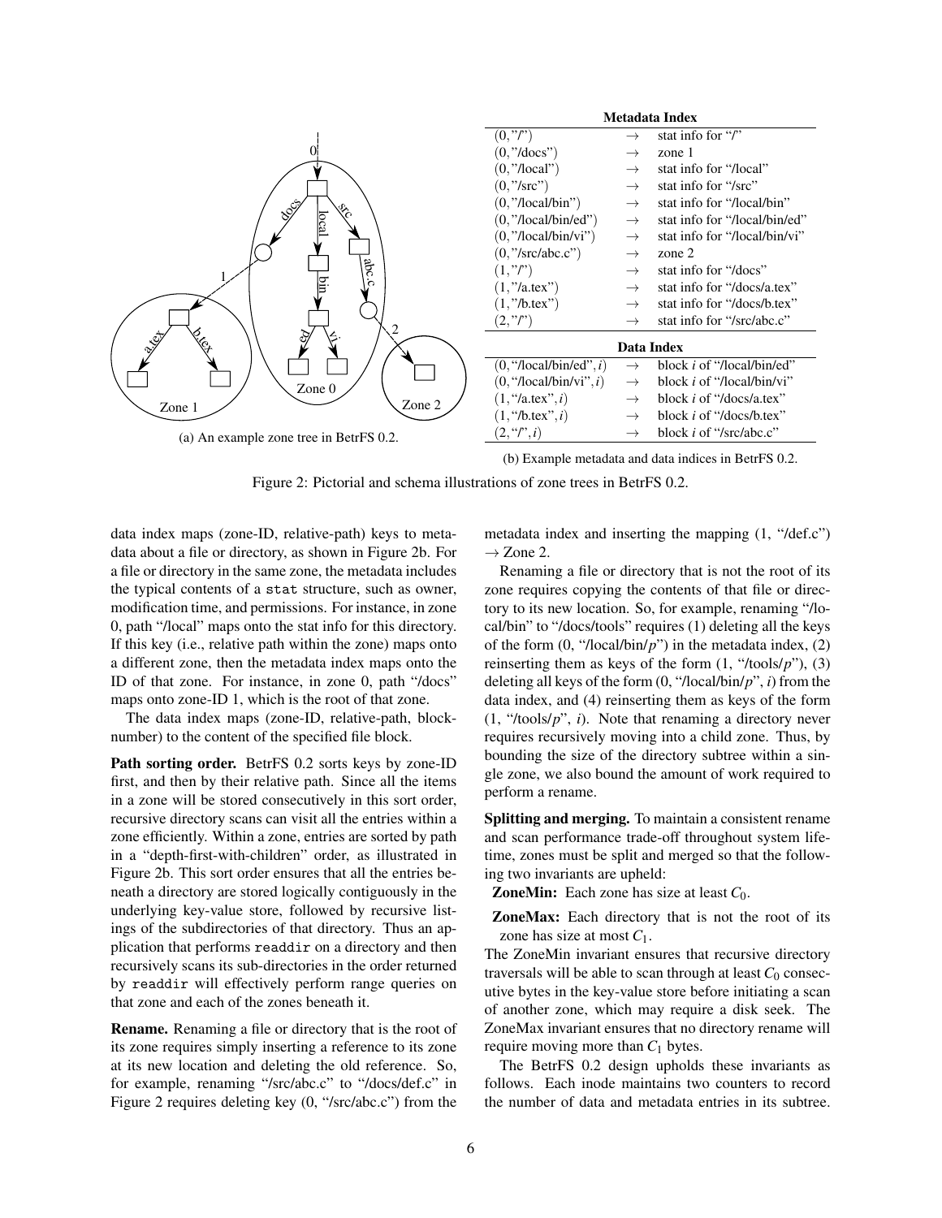(a) An example zone tree in BetrFS 0.2.

**Metadata Index**

| Key | | Value |
|---|---|---|
| (0,"/") | → | stat info for "/" |
| (0,"/docs") | → | zone 1 |
| (0,"/local") | → | stat info for "/local" |
| (0,"/src") | → | stat info for "/src" |
| (0,"/local/bin") | → | stat info for "/local/bin" |
| (0,"/local/bin/ed") | → | stat info for "/local/bin/ed" |
| (0,"/local/bin/vi") | → | stat info for "/local/bin/vi" |
| (0,"/src/abc.c") | → | zone 2 |
| (1,"/") | → | stat info for "/docs" |
| (1,"/a.tex") | → | stat info for "/docs/a.tex" |
| (1,"/b.tex") | → | stat info for "/docs/b.tex" |
| (2,"/") | → | stat info for "/src/abc.c" |

**Data Index**

| Key | | Value |
|---|---|---|
| (0,"/local/bin/ed",*i*) | → | block *i* of "/local/bin/ed" |
| (0,"/local/bin/vi",*i*) | → | block *i* of "/local/bin/vi" |
| (1,"/a.tex",*i*) | → | block *i* of "/docs/a.tex" |
| (1,"/b.tex",*i*) | → | block *i* of "/docs/b.tex" |
| (2,"/",*i*) | → | block *i* of "/src/abc.c" |

(b) Example metadata and data indices in BetrFS 0.2.

Figure 2: Pictorial and schema illustrations of zone trees in BetrFS 0.2.

data index maps (zone-ID, relative-path) keys to metadata about a file or directory, as shown in Figure 2b. For a file or directory in the same zone, the metadata includes the typical contents of a `stat` structure, such as owner, modification time, and permissions. For instance, in zone 0, path "/local" maps onto the stat info for this directory. If this key (i.e., relative path within the zone) maps onto a different zone, then the metadata index maps onto the ID of that zone. For instance, in zone 0, path "/docs" maps onto zone-ID 1, which is the root of that zone.

The data index maps (zone-ID, relative-path, block-number) to the content of the specified file block.

**Path sorting order.** BetrFS 0.2 sorts keys by zone-ID first, and then by their relative path. Since all the items in a zone will be stored consecutively in this sort order, recursive directory scans can visit all the entries within a zone efficiently. Within a zone, entries are sorted by path in a "depth-first-with-children" order, as illustrated in Figure 2b. This sort order ensures that all the entries beneath a directory are stored logically contiguously in the underlying key-value store, followed by recursive listings of the subdirectories of that directory. Thus an application that performs `readdir` on a directory and then recursively scans its sub-directories in the order returned by `readdir` will effectively perform range queries on that zone and each of the zones beneath it.

**Rename.** Renaming a file or directory that is the root of its zone requires simply inserting a reference to its zone at its new location and deleting the old reference. So, for example, renaming "/src/abc.c" to "/docs/def.c" in Figure 2 requires deleting key (0, "/src/abc.c") from the metadata index and inserting the mapping (1, "/def.c") → Zone 2.

Renaming a file or directory that is not the root of its zone requires copying the contents of that file or directory to its new location. So, for example, renaming "/local/bin" to "/docs/tools" requires (1) deleting all the keys of the form (0, "/local/bin/*p*") in the metadata index, (2) reinserting them as keys of the form (1, "/tools/*p*"), (3) deleting all keys of the form (0, "/local/bin/*p*", *i*) from the data index, and (4) reinserting them as keys of the form (1, "/tools/*p*", *i*). Note that renaming a directory never requires recursively moving into a child zone. Thus, by bounding the size of the directory subtree within a single zone, we also bound the amount of work required to perform a rename.

**Splitting and merging.** To maintain a consistent rename and scan performance trade-off throughout system lifetime, zones must be split and merged so that the following two invariants are upheld:

**ZoneMin:** Each zone has size at least $C_0$.

**ZoneMax:** Each directory that is not the root of its zone has size at most $C_1$.

The ZoneMin invariant ensures that recursive directory traversals will be able to scan through at least $C_0$ consecutive bytes in the key-value store before initiating a scan of another zone, which may require a disk seek. The ZoneMax invariant ensures that no directory rename will require moving more than $C_1$ bytes.

The BetrFS 0.2 design upholds these invariants as follows. Each inode maintains two counters to record the number of data and metadata entries in its subtree.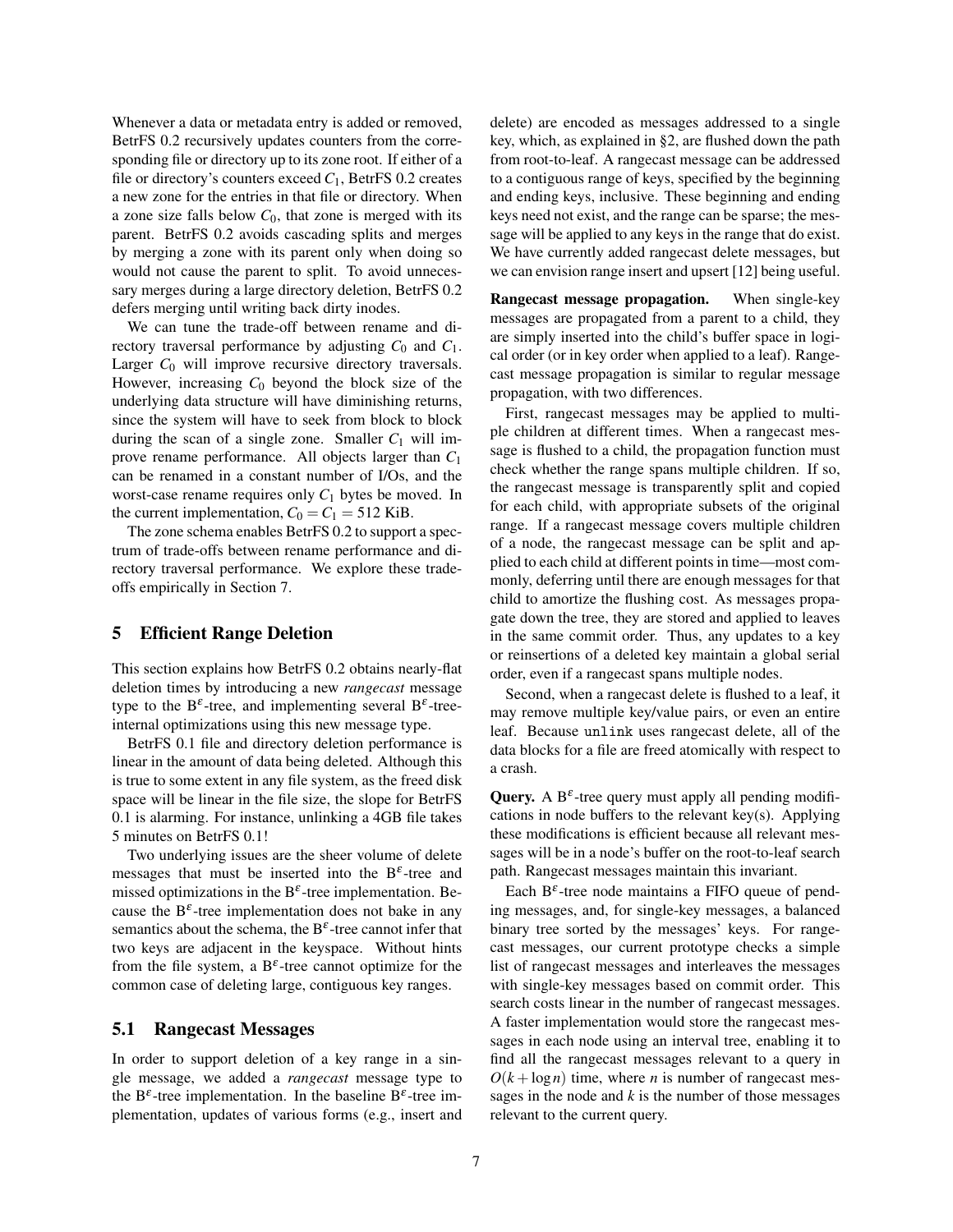Whenever a data or metadata entry is added or removed, BetrFS 0.2 recursively updates counters from the corresponding file or directory up to its zone root. If either of a file or directory's counters exceed $C_1$, BetrFS 0.2 creates a new zone for the entries in that file or directory. When a zone size falls below $C_0$, that zone is merged with its parent. BetrFS 0.2 avoids cascading splits and merges by merging a zone with its parent only when doing so would not cause the parent to split. To avoid unnecessary merges during a large directory deletion, BetrFS 0.2 defers merging until writing back dirty inodes.

We can tune the trade-off between rename and directory traversal performance by adjusting $C_0$ and $C_1$. Larger $C_0$ will improve recursive directory traversals. However, increasing $C_0$ beyond the block size of the underlying data structure will have diminishing returns, since the system will have to seek from block to block during the scan of a single zone. Smaller $C_1$ will improve rename performance. All objects larger than $C_1$ can be renamed in a constant number of I/Os, and the worst-case rename requires only $C_1$ bytes be moved. In the current implementation, $C_0 = C_1 = 512$ KiB.

The zone schema enables BetrFS 0.2 to support a spectrum of trade-offs between rename performance and directory traversal performance. We explore these trade-offs empirically in Section 7.

## 5 Efficient Range Deletion

This section explains how BetrFS 0.2 obtains nearly-flat deletion times by introducing a new *rangecast* message type to the $B^\varepsilon$-tree, and implementing several $B^\varepsilon$-tree-internal optimizations using this new message type.

BetrFS 0.1 file and directory deletion performance is linear in the amount of data being deleted. Although this is true to some extent in any file system, as the freed disk space will be linear in the file size, the slope for BetrFS 0.1 is alarming. For instance, unlinking a 4GB file takes 5 minutes on BetrFS 0.1!

Two underlying issues are the sheer volume of delete messages that must be inserted into the $B^\varepsilon$-tree and missed optimizations in the $B^\varepsilon$-tree implementation. Because the $B^\varepsilon$-tree implementation does not bake in any semantics about the schema, the $B^\varepsilon$-tree cannot infer that two keys are adjacent in the keyspace. Without hints from the file system, a $B^\varepsilon$-tree cannot optimize for the common case of deleting large, contiguous key ranges.

### 5.1 Rangecast Messages

In order to support deletion of a key range in a single message, we added a *rangecast* message type to the $B^\varepsilon$-tree implementation. In the baseline $B^\varepsilon$-tree implementation, updates of various forms (e.g., insert and delete) are encoded as messages addressed to a single key, which, as explained in §2, are flushed down the path from root-to-leaf. A rangecast message can be addressed to a contiguous range of keys, specified by the beginning and ending keys, inclusive. These beginning and ending keys need not exist, and the range can be sparse; the message will be applied to any keys in the range that do exist. We have currently added rangecast delete messages, but we can envision range insert and upsert [12] being useful.

**Rangecast message propagation.** When single-key messages are propagated from a parent to a child, they are simply inserted into the child's buffer space in logical order (or in key order when applied to a leaf). Rangecast message propagation is similar to regular message propagation, with two differences.

First, rangecast messages may be applied to multiple children at different times. When a rangecast message is flushed to a child, the propagation function must check whether the range spans multiple children. If so, the rangecast message is transparently split and copied for each child, with appropriate subsets of the original range. If a rangecast message covers multiple children of a node, the rangecast message can be split and applied to each child at different points in time—most commonly, deferring until there are enough messages for that child to amortize the flushing cost. As messages propagate down the tree, they are stored and applied to leaves in the same commit order. Thus, any updates to a key or reinsertions of a deleted key maintain a global serial order, even if a rangecast spans multiple nodes.

Second, when a rangecast delete is flushed to a leaf, it may remove multiple key/value pairs, or even an entire leaf. Because `unlink` uses rangecast delete, all of the data blocks for a file are freed atomically with respect to a crash.

**Query.** A $B^\varepsilon$-tree query must apply all pending modifications in node buffers to the relevant key(s). Applying these modifications is efficient because all relevant messages will be in a node's buffer on the root-to-leaf search path. Rangecast messages maintain this invariant.

Each $B^\varepsilon$-tree node maintains a FIFO queue of pending messages, and, for single-key messages, a balanced binary tree sorted by the messages' keys. For rangecast messages, our current prototype checks a simple list of rangecast messages and interleaves the messages with single-key messages based on commit order. This search costs linear in the number of rangecast messages. A faster implementation would store the rangecast messages in each node using an interval tree, enabling it to find all the rangecast messages relevant to a query in $O(k + \log n)$ time, where $n$ is number of rangecast messages in the node and $k$ is the number of those messages relevant to the current query.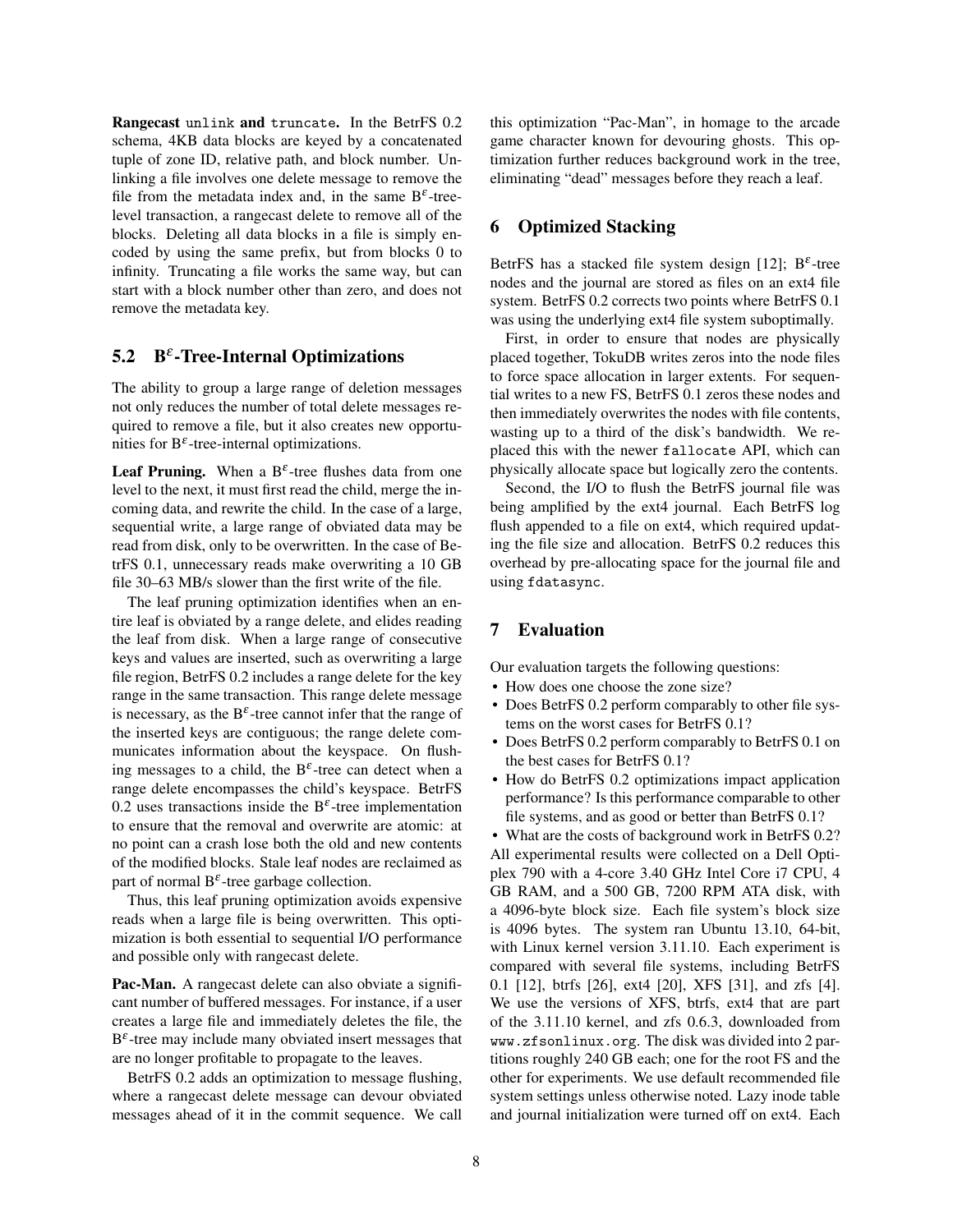**Rangecast `unlink` and `truncate`.** In the BetrFS 0.2 schema, 4KB data blocks are keyed by a concatenated tuple of zone ID, relative path, and block number. Unlinking a file involves one delete message to remove the file from the metadata index and, in the same B$^{\varepsilon}$-tree-level transaction, a rangecast delete to remove all of the blocks. Deleting all data blocks in a file is simply encoded by using the same prefix, but from blocks 0 to infinity. Truncating a file works the same way, but can start with a block number other than zero, and does not remove the metadata key.

## 5.2 B$^{\varepsilon}$-Tree-Internal Optimizations

The ability to group a large range of deletion messages not only reduces the number of total delete messages required to remove a file, but it also creates new opportunities for B$^{\varepsilon}$-tree-internal optimizations.

**Leaf Pruning.** When a B$^{\varepsilon}$-tree flushes data from one level to the next, it must first read the child, merge the incoming data, and rewrite the child. In the case of a large, sequential write, a large range of obviated data may be read from disk, only to be overwritten. In the case of BetrFS 0.1, unnecessary reads make overwriting a 10 GB file 30–63 MB/s slower than the first write of the file.

The leaf pruning optimization identifies when an entire leaf is obviated by a range delete, and elides reading the leaf from disk. When a large range of consecutive keys and values are inserted, such as overwriting a large file region, BetrFS 0.2 includes a range delete for the key range in the same transaction. This range delete message is necessary, as the B$^{\varepsilon}$-tree cannot infer that the range of the inserted keys are contiguous; the range delete communicates information about the keyspace. On flushing messages to a child, the B$^{\varepsilon}$-tree can detect when a range delete encompasses the child's keyspace. BetrFS 0.2 uses transactions inside the B$^{\varepsilon}$-tree implementation to ensure that the removal and overwrite are atomic: at no point can a crash lose both the old and new contents of the modified blocks. Stale leaf nodes are reclaimed as part of normal B$^{\varepsilon}$-tree garbage collection.

Thus, this leaf pruning optimization avoids expensive reads when a large file is being overwritten. This optimization is both essential to sequential I/O performance and possible only with rangecast delete.

**Pac-Man.** A rangecast delete can also obviate a significant number of buffered messages. For instance, if a user creates a large file and immediately deletes the file, the B$^{\varepsilon}$-tree may include many obviated insert messages that are no longer profitable to propagate to the leaves.

BetrFS 0.2 adds an optimization to message flushing, where a rangecast delete message can devour obviated messages ahead of it in the commit sequence. We call this optimization "Pac-Man", in homage to the arcade game character known for devouring ghosts. This optimization further reduces background work in the tree, eliminating "dead" messages before they reach a leaf.

# 6 Optimized Stacking

BetrFS has a stacked file system design [12]; B$^{\varepsilon}$-tree nodes and the journal are stored as files on an ext4 file system. BetrFS 0.2 corrects two points where BetrFS 0.1 was using the underlying ext4 file system suboptimally.

First, in order to ensure that nodes are physically placed together, TokuDB writes zeros into the node files to force space allocation in larger extents. For sequential writes to a new FS, BetrFS 0.1 zeros these nodes and then immediately overwrites the nodes with file contents, wasting up to a third of the disk's bandwidth. We replaced this with the newer `fallocate` API, which can physically allocate space but logically zero the contents.

Second, the I/O to flush the BetrFS journal file was being amplified by the ext4 journal. Each BetrFS log flush appended to a file on ext4, which required updating the file size and allocation. BetrFS 0.2 reduces this overhead by pre-allocating space for the journal file and using `fdatasync`.

# 7 Evaluation

Our evaluation targets the following questions:

- How does one choose the zone size?
- Does BetrFS 0.2 perform comparably to other file systems on the worst cases for BetrFS 0.1?
- Does BetrFS 0.2 perform comparably to BetrFS 0.1 on the best cases for BetrFS 0.1?
- How do BetrFS 0.2 optimizations impact application performance? Is this performance comparable to other file systems, and as good or better than BetrFS 0.1?
- What are the costs of background work in BetrFS 0.2?

All experimental results were collected on a Dell Optiplex 790 with a 4-core 3.40 GHz Intel Core i7 CPU, 4 GB RAM, and a 500 GB, 7200 RPM ATA disk, with a 4096-byte block size. Each file system's block size is 4096 bytes. The system ran Ubuntu 13.10, 64-bit, with Linux kernel version 3.11.10. Each experiment is compared with several file systems, including BetrFS 0.1 [12], btrfs [26], ext4 [20], XFS [31], and zfs [4]. We use the versions of XFS, btrfs, ext4 that are part of the 3.11.10 kernel, and zfs 0.6.3, downloaded from `www.zfsonlinux.org`. The disk was divided into 2 partitions roughly 240 GB each; one for the root FS and the other for experiments. We use default recommended file system settings unless otherwise noted. Lazy inode table and journal initialization were turned off on ext4. Each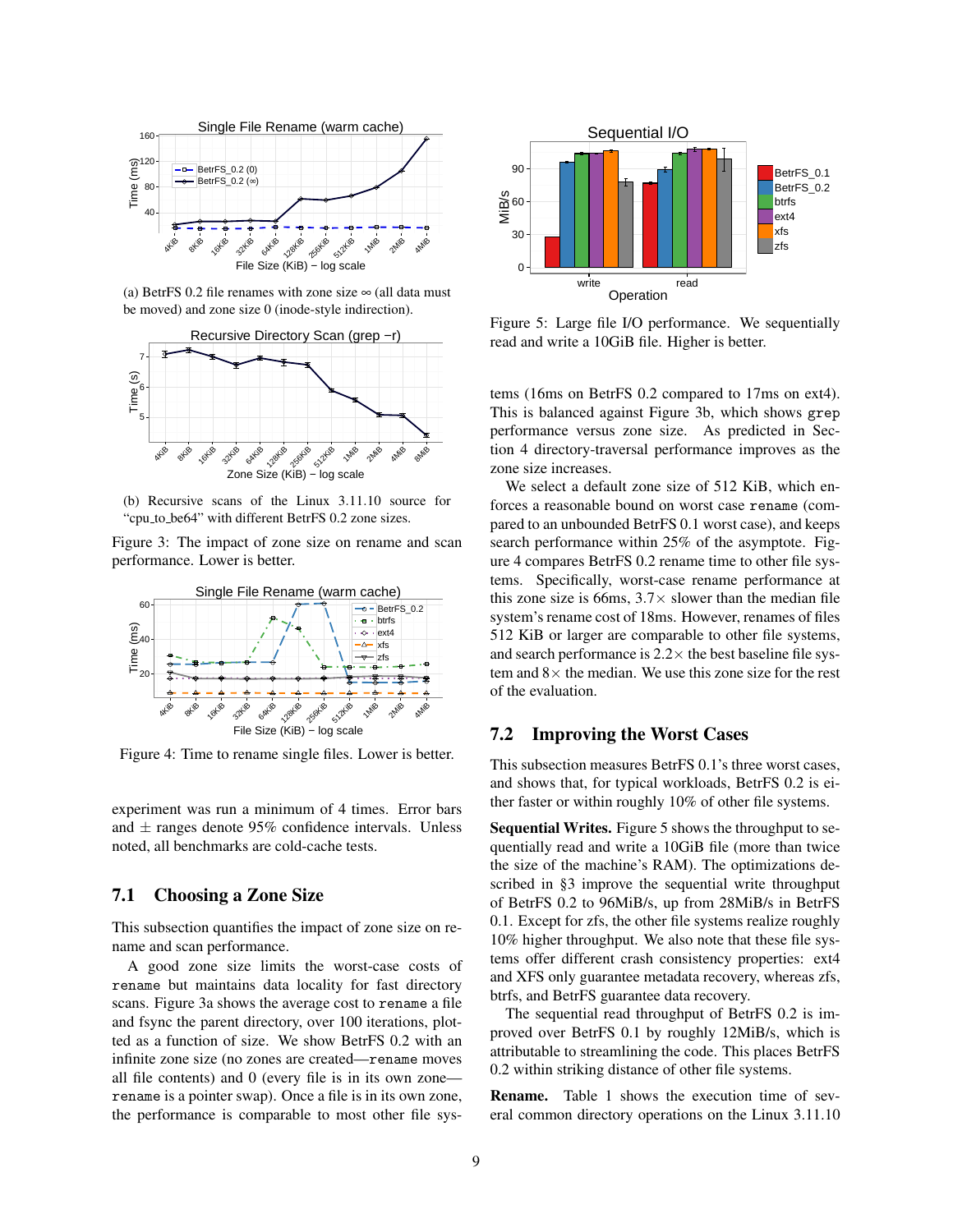(a) BetrFS 0.2 file renames with zone size ∞ (all data must be moved) and zone size 0 (inode-style indirection).

(b) Recursive scans of the Linux 3.11.10 source for "cpu_to_be64" with different BetrFS 0.2 zone sizes.

Figure 3: The impact of zone size on rename and scan performance. Lower is better.

Figure 4: Time to rename single files. Lower is better.

experiment was run a minimum of 4 times. Error bars and ± ranges denote 95% confidence intervals. Unless noted, all benchmarks are cold-cache tests.

### 7.1 Choosing a Zone Size

This subsection quantifies the impact of zone size on rename and scan performance.

A good zone size limits the worst-case costs of `rename` but maintains data locality for fast directory scans. Figure 3a shows the average cost to `rename` a file and fsync the parent directory, over 100 iterations, plotted as a function of size. We show BetrFS 0.2 with an infinite zone size (no zones are created—`rename` moves all file contents) and 0 (every file is in its own zone—`rename` is a pointer swap). Once a file is in its own zone, the performance is comparable to most other file systems (16ms on BetrFS 0.2 compared to 17ms on ext4). This is balanced against Figure 3b, which shows `grep` performance versus zone size. As predicted in Section 4 directory-traversal performance improves as the zone size increases.

We select a default zone size of 512 KiB, which enforces a reasonable bound on worst case `rename` (compared to an unbounded BetrFS 0.1 worst case), and keeps search performance within 25% of the asymptote. Figure 4 compares BetrFS 0.2 rename time to other file systems. Specifically, worst-case rename performance at this zone size is 66ms, 3.7× slower than the median file system's rename cost of 18ms. However, renames of files 512 KiB or larger are comparable to other file systems, and search performance is 2.2× the best baseline file system and 8× the median. We use this zone size for the rest of the evaluation.

Figure 5: Large file I/O performance. We sequentially read and write a 10GiB file. Higher is better.

### 7.2 Improving the Worst Cases

This subsection measures BetrFS 0.1's three worst cases, and shows that, for typical workloads, BetrFS 0.2 is either faster or within roughly 10% of other file systems.

**Sequential Writes.** Figure 5 shows the throughput to sequentially read and write a 10GiB file (more than twice the size of the machine's RAM). The optimizations described in §3 improve the sequential write throughput of BetrFS 0.2 to 96MiB/s, up from 28MiB/s in BetrFS 0.1. Except for zfs, the other file systems realize roughly 10% higher throughput. We also note that these file systems offer different crash consistency properties: ext4 and XFS only guarantee metadata recovery, whereas zfs, btrfs, and BetrFS guarantee data recovery.

The sequential read throughput of BetrFS 0.2 is improved over BetrFS 0.1 by roughly 12MiB/s, which is attributable to streamlining the code. This places BetrFS 0.2 within striking distance of other file systems.

**Rename.** Table 1 shows the execution time of several common directory operations on the Linux 3.11.10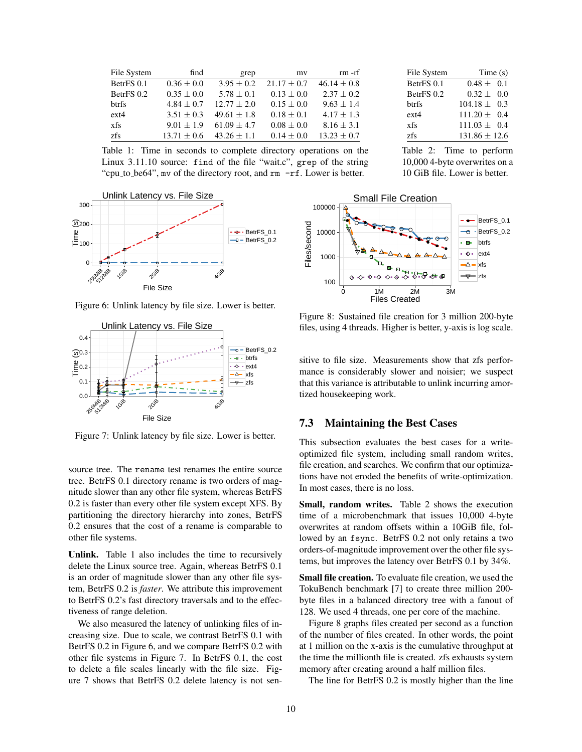| File System | find | grep | mv | rm -rf |
|---|---|---|---|---|
| BetrFS 0.1 | 0.36 ± 0.0 | 3.95 ± 0.2 | 21.17 ± 0.7 | 46.14 ± 0.8 |
| BetrFS 0.2 | 0.35 ± 0.0 | 5.78 ± 0.1 | 0.13 ± 0.0 | 2.37 ± 0.2 |
| btrfs | 4.84 ± 0.7 | 12.77 ± 2.0 | 0.15 ± 0.0 | 9.63 ± 1.4 |
| ext4 | 3.51 ± 0.3 | 49.61 ± 1.8 | 0.18 ± 0.1 | 4.17 ± 1.3 |
| xfs | 9.01 ± 1.9 | 61.09 ± 4.7 | 0.08 ± 0.0 | 8.16 ± 3.1 |
| zfs | 13.71 ± 0.6 | 43.26 ± 1.1 | 0.14 ± 0.0 | 13.23 ± 0.7 |

Table 1: Time in seconds to complete directory operations on the Linux 3.11.10 source: `find` of the file "wait.c", `grep` of the string "cpu_to_be64", `mv` of the directory root, and `rm -rf`. Lower is better.

| File System | Time (s) |
|---|---|
| BetrFS 0.1 | 0.48 ± 0.1 |
| BetrFS 0.2 | 0.32 ± 0.0 |
| btrfs | 104.18 ± 0.3 |
| ext4 | 111.20 ± 0.4 |
| xfs | 111.03 ± 0.4 |
| zfs | 131.86 ± 12.6 |

Table 2: Time to perform 10,000 4-byte overwrites on a 10 GiB file. Lower is better.

Figure 6: Unlink latency by file size. Lower is better.

Figure 7: Unlink latency by file size. Lower is better.

Figure 8: Sustained file creation for 3 million 200-byte files, using 4 threads. Higher is better, y-axis is log scale.

source tree. The `rename` test renames the entire source tree. BetrFS 0.1 directory rename is two orders of magnitude slower than any other file system, whereas BetrFS 0.2 is faster than every other file system except XFS. By partitioning the directory hierarchy into zones, BetrFS 0.2 ensures that the cost of a rename is comparable to other file systems.

**Unlink.** Table 1 also includes the time to recursively delete the Linux source tree. Again, whereas BetrFS 0.1 is an order of magnitude slower than any other file system, BetrFS 0.2 is *faster*. We attribute this improvement to BetrFS 0.2's fast directory traversals and to the effectiveness of range deletion.

We also measured the latency of unlinking files of increasing size. Due to scale, we contrast BetrFS 0.1 with BetrFS 0.2 in Figure 6, and we compare BetrFS 0.2 with other file systems in Figure 7. In BetrFS 0.1, the cost to delete a file scales linearly with the file size. Figure 7 shows that BetrFS 0.2 delete latency is not sensitive to file size. Measurements show that zfs performance is considerably slower and noisier; we suspect that this variance is attributable to unlink incurring amortized housekeeping work.

## 7.3 Maintaining the Best Cases

This subsection evaluates the best cases for a write-optimized file system, including small random writes, file creation, and searches. We confirm that our optimizations have not eroded the benefits of write-optimization. In most cases, there is no loss.

**Small, random writes.** Table 2 shows the execution time of a microbenchmark that issues 10,000 4-byte overwrites at random offsets within a 10GiB file, followed by an `fsync`. BetrFS 0.2 not only retains a two orders-of-magnitude improvement over the other file systems, but improves the latency over BetrFS 0.1 by 34%.

**Small file creation.** To evaluate file creation, we used the TokuBench benchmark [7] to create three million 200-byte files in a balanced directory tree with a fanout of 128. We used 4 threads, one per core of the machine.

Figure 8 graphs files created per second as a function of the number of files created. In other words, the point at 1 million on the x-axis is the cumulative throughput at the time the millionth file is created. zfs exhausts system memory after creating around a half million files.

The line for BetrFS 0.2 is mostly higher than the line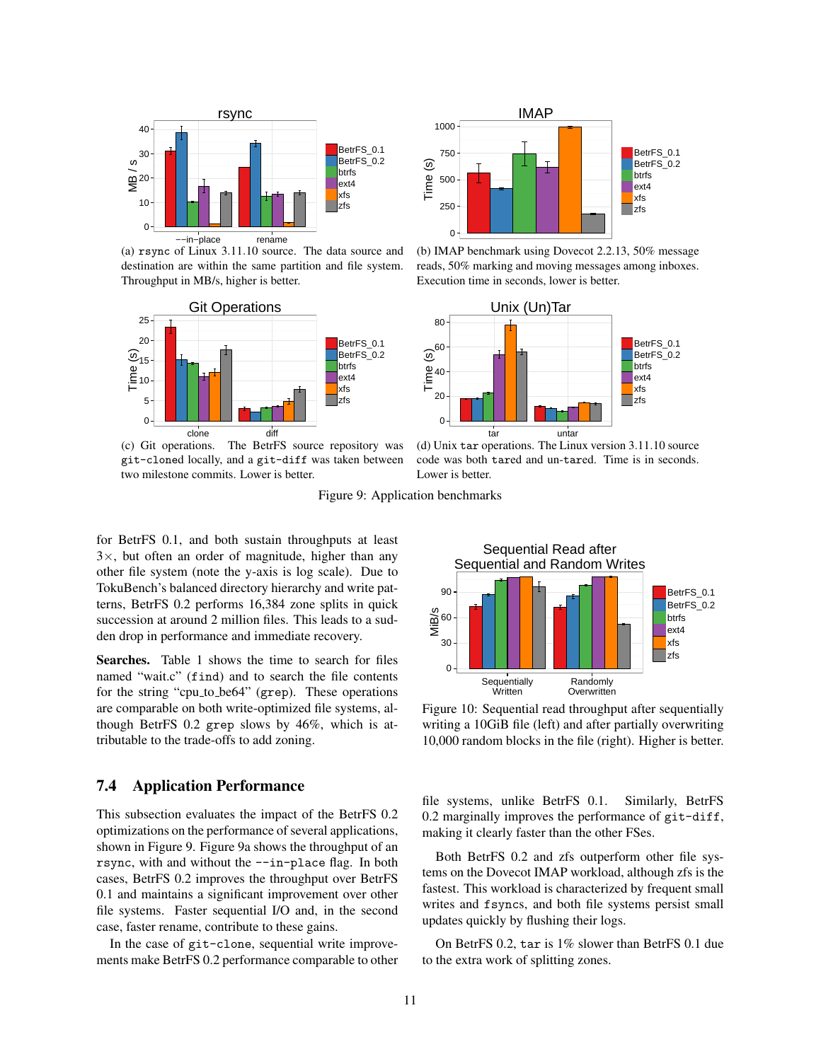(a) `rsync` of Linux 3.11.10 source. The data source and destination are within the same partition and file system. Throughput in MB/s, higher is better.

(b) IMAP benchmark using Dovecot 2.2.13, 50% message reads, 50% marking and moving messages among inboxes. Execution time in seconds, lower is better.

(c) Git operations. The BetrFS source repository was `git-clone`d locally, and a `git-diff` was taken between two milestone commits. Lower is better.

(d) Unix `tar` operations. The Linux version 3.11.10 source code was both `tar`ed and un-`tar`ed. Time is in seconds. Lower is better.

Figure 9: Application benchmarks

for BetrFS 0.1, and both sustain throughputs at least 3×, but often an order of magnitude, higher than any other file system (note the y-axis is log scale). Due to TokuBench's balanced directory hierarchy and write patterns, BetrFS 0.2 performs 16,384 zone splits in quick succession at around 2 million files. This leads to a sudden drop in performance and immediate recovery.

**Searches.** Table 1 shows the time to search for files named "wait.c" (`find`) and to search the file contents for the string "cpu_to_be64" (`grep`). These operations are comparable on both write-optimized file systems, although BetrFS 0.2 `grep` slows by 46%, which is attributable to the trade-offs to add zoning.

Figure 10: Sequential read throughput after sequentially writing a 10GiB file (left) and after partially overwriting 10,000 random blocks in the file (right). Higher is better.

## 7.4 Application Performance

This subsection evaluates the impact of the BetrFS 0.2 optimizations on the performance of several applications, shown in Figure 9. Figure 9a shows the throughput of an `rsync`, with and without the `--in-place` flag. In both cases, BetrFS 0.2 improves the throughput over BetrFS 0.1 and maintains a significant improvement over other file systems. Faster sequential I/O and, in the second case, faster rename, contribute to these gains.

In the case of `git-clone`, sequential write improvements make BetrFS 0.2 performance comparable to other file systems, unlike BetrFS 0.1. Similarly, BetrFS 0.2 marginally improves the performance of `git-diff`, making it clearly faster than the other FSes.

Both BetrFS 0.2 and zfs outperform other file systems on the Dovecot IMAP workload, although zfs is the fastest. This workload is characterized by frequent small writes and `fsync`s, and both file systems persist small updates quickly by flushing their logs.

On BetrFS 0.2, `tar` is 1% slower than BetrFS 0.1 due to the extra work of splitting zones.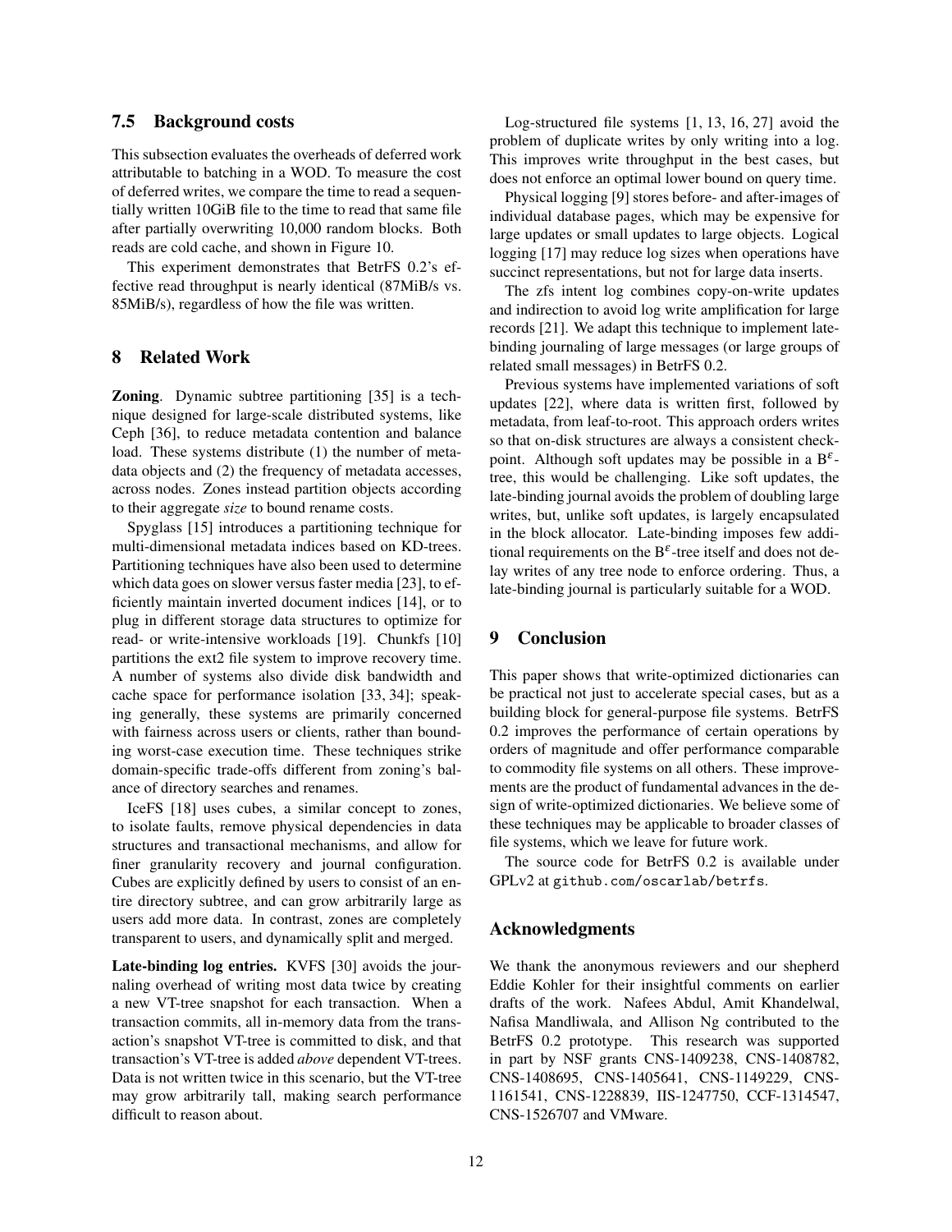### 7.5 Background costs

This subsection evaluates the overheads of deferred work attributable to batching in a WOD. To measure the cost of deferred writes, we compare the time to read a sequentially written 10GiB file to the time to read that same file after partially overwriting 10,000 random blocks. Both reads are cold cache, and shown in Figure 10.

This experiment demonstrates that BetrFS 0.2's effective read throughput is nearly identical (87MiB/s vs. 85MiB/s), regardless of how the file was written.

## 8 Related Work

**Zoning**. Dynamic subtree partitioning [35] is a technique designed for large-scale distributed systems, like Ceph [36], to reduce metadata contention and balance load. These systems distribute (1) the number of metadata objects and (2) the frequency of metadata accesses, across nodes. Zones instead partition objects according to their aggregate *size* to bound rename costs.

Spyglass [15] introduces a partitioning technique for multi-dimensional metadata indices based on KD-trees. Partitioning techniques have also been used to determine which data goes on slower versus faster media [23], to efficiently maintain inverted document indices [14], or to plug in different storage data structures to optimize for read- or write-intensive workloads [19]. Chunkfs [10] partitions the ext2 file system to improve recovery time. A number of systems also divide disk bandwidth and cache space for performance isolation [33, 34]; speaking generally, these systems are primarily concerned with fairness across users or clients, rather than bounding worst-case execution time. These techniques strike domain-specific trade-offs different from zoning's balance of directory searches and renames.

IceFS [18] uses cubes, a similar concept to zones, to isolate faults, remove physical dependencies in data structures and transactional mechanisms, and allow for finer granularity recovery and journal configuration. Cubes are explicitly defined by users to consist of an entire directory subtree, and can grow arbitrarily large as users add more data. In contrast, zones are completely transparent to users, and dynamically split and merged.

**Late-binding log entries.** KVFS [30] avoids the journaling overhead of writing most data twice by creating a new VT-tree snapshot for each transaction. When a transaction commits, all in-memory data from the transaction's snapshot VT-tree is committed to disk, and that transaction's VT-tree is added *above* dependent VT-trees. Data is not written twice in this scenario, but the VT-tree may grow arbitrarily tall, making search performance difficult to reason about.

Log-structured file systems [1, 13, 16, 27] avoid the problem of duplicate writes by only writing into a log. This improves write throughput in the best cases, but does not enforce an optimal lower bound on query time.

Physical logging [9] stores before- and after-images of individual database pages, which may be expensive for large updates or small updates to large objects. Logical logging [17] may reduce log sizes when operations have succinct representations, but not for large data inserts.

The zfs intent log combines copy-on-write updates and indirection to avoid log write amplification for large records [21]. We adapt this technique to implement late-binding journaling of large messages (or large groups of related small messages) in BetrFS 0.2.

Previous systems have implemented variations of soft updates [22], where data is written first, followed by metadata, from leaf-to-root. This approach orders writes so that on-disk structures are always a consistent checkpoint. Although soft updates may be possible in a $B^{\varepsilon}$-tree, this would be challenging. Like soft updates, the late-binding journal avoids the problem of doubling large writes, but, unlike soft updates, is largely encapsulated in the block allocator. Late-binding imposes few additional requirements on the $B^{\varepsilon}$-tree itself and does not delay writes of any tree node to enforce ordering. Thus, a late-binding journal is particularly suitable for a WOD.

## 9 Conclusion

This paper shows that write-optimized dictionaries can be practical not just to accelerate special cases, but as a building block for general-purpose file systems. BetrFS 0.2 improves the performance of certain operations by orders of magnitude and offer performance comparable to commodity file systems on all others. These improvements are the product of fundamental advances in the design of write-optimized dictionaries. We believe some of these techniques may be applicable to broader classes of file systems, which we leave for future work.

The source code for BetrFS 0.2 is available under GPLv2 at `github.com/oscarlab/betrfs`.

## Acknowledgments

We thank the anonymous reviewers and our shepherd Eddie Kohler for their insightful comments on earlier drafts of the work. Nafees Abdul, Amit Khandelwal, Nafisa Mandliwala, and Allison Ng contributed to the BetrFS 0.2 prototype. This research was supported in part by NSF grants CNS-1409238, CNS-1408782, CNS-1408695, CNS-1405641, CNS-1149229, CNS-1161541, CNS-1228839, IIS-1247750, CCF-1314547, CNS-1526707 and VMware.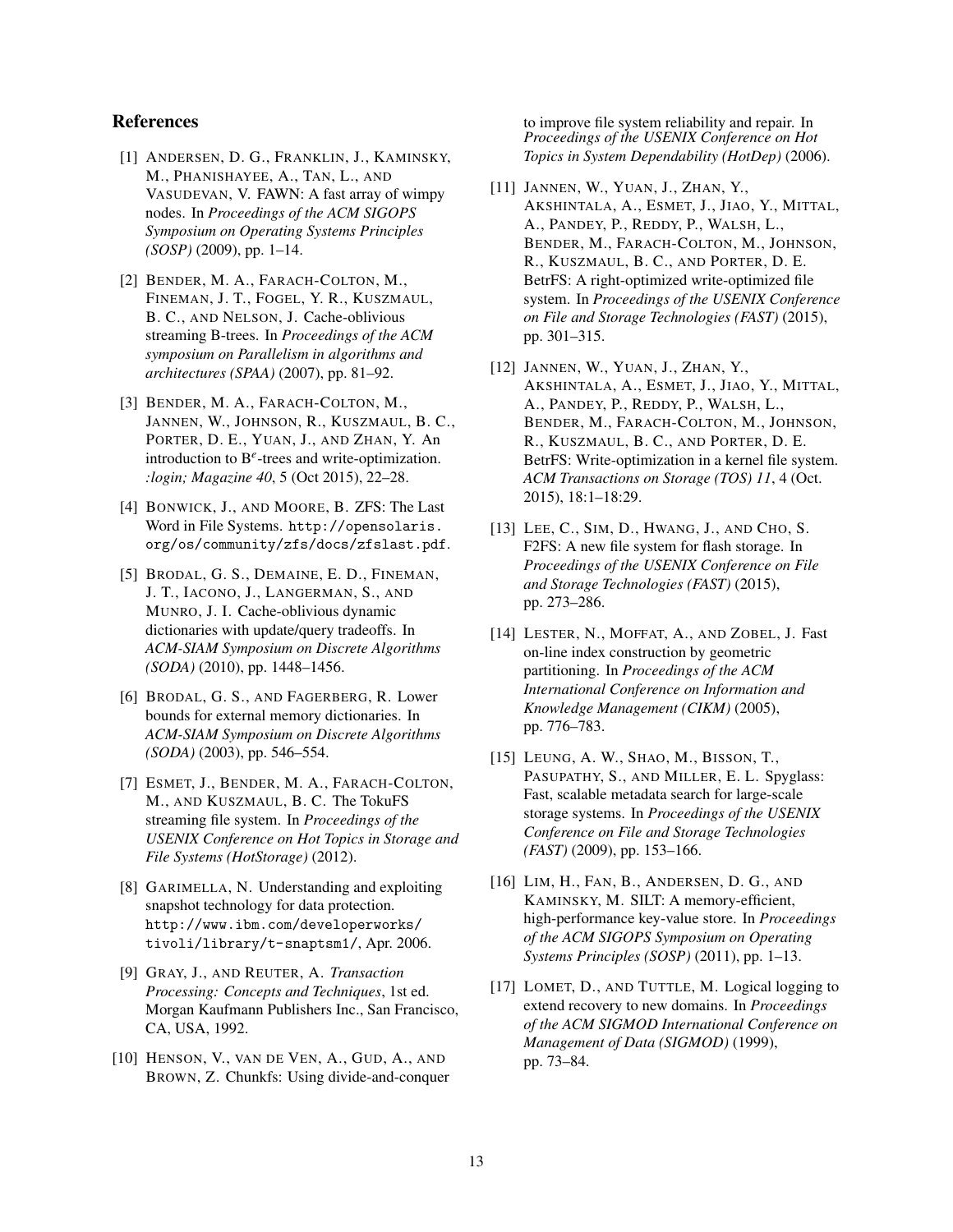## References

[1] ANDERSEN, D. G., FRANKLIN, J., KAMINSKY, M., PHANISHAYEE, A., TAN, L., AND VASUDEVAN, V. FAWN: A fast array of wimpy nodes. In *Proceedings of the ACM SIGOPS Symposium on Operating Systems Principles (SOSP)* (2009), pp. 1–14.

[2] BENDER, M. A., FARACH-COLTON, M., FINEMAN, J. T., FOGEL, Y. R., KUSZMAUL, B. C., AND NELSON, J. Cache-oblivious streaming B-trees. In *Proceedings of the ACM symposium on Parallelism in algorithms and architectures (SPAA)* (2007), pp. 81–92.

[3] BENDER, M. A., FARACH-COLTON, M., JANNEN, W., JOHNSON, R., KUSZMAUL, B. C., PORTER, D. E., YUAN, J., AND ZHAN, Y. An introduction to $B^e$-trees and write-optimization. *:login; Magazine 40*, 5 (Oct 2015), 22–28.

[4] BONWICK, J., AND MOORE, B. ZFS: The Last Word in File Systems. http://opensolaris.org/os/community/zfs/docs/zfslast.pdf.

[5] BRODAL, G. S., DEMAINE, E. D., FINEMAN, J. T., IACONO, J., LANGERMAN, S., AND MUNRO, J. I. Cache-oblivious dynamic dictionaries with update/query tradeoffs. In *ACM-SIAM Symposium on Discrete Algorithms (SODA)* (2010), pp. 1448–1456.

[6] BRODAL, G. S., AND FAGERBERG, R. Lower bounds for external memory dictionaries. In *ACM-SIAM Symposium on Discrete Algorithms (SODA)* (2003), pp. 546–554.

[7] ESMET, J., BENDER, M. A., FARACH-COLTON, M., AND KUSZMAUL, B. C. The TokuFS streaming file system. In *Proceedings of the USENIX Conference on Hot Topics in Storage and File Systems (HotStorage)* (2012).

[8] GARIMELLA, N. Understanding and exploiting snapshot technology for data protection. http://www.ibm.com/developerworks/tivoli/library/t-snaptsm1/, Apr. 2006.

[9] GRAY, J., AND REUTER, A. *Transaction Processing: Concepts and Techniques*, 1st ed. Morgan Kaufmann Publishers Inc., San Francisco, CA, USA, 1992.

[10] HENSON, V., VAN DE VEN, A., GUD, A., AND BROWN, Z. Chunkfs: Using divide-and-conquer to improve file system reliability and repair. In *Proceedings of the USENIX Conference on Hot Topics in System Dependability (HotDep)* (2006).

[11] JANNEN, W., YUAN, J., ZHAN, Y., AKSHINTALA, A., ESMET, J., JIAO, Y., MITTAL, A., PANDEY, P., REDDY, P., WALSH, L., BENDER, M., FARACH-COLTON, M., JOHNSON, R., KUSZMAUL, B. C., AND PORTER, D. E. BetrFS: A right-optimized write-optimized file system. In *Proceedings of the USENIX Conference on File and Storage Technologies (FAST)* (2015), pp. 301–315.

[12] JANNEN, W., YUAN, J., ZHAN, Y., AKSHINTALA, A., ESMET, J., JIAO, Y., MITTAL, A., PANDEY, P., REDDY, P., WALSH, L., BENDER, M., FARACH-COLTON, M., JOHNSON, R., KUSZMAUL, B. C., AND PORTER, D. E. BetrFS: Write-optimization in a kernel file system. *ACM Transactions on Storage (TOS) 11*, 4 (Oct. 2015), 18:1–18:29.

[13] LEE, C., SIM, D., HWANG, J., AND CHO, S. F2FS: A new file system for flash storage. In *Proceedings of the USENIX Conference on File and Storage Technologies (FAST)* (2015), pp. 273–286.

[14] LESTER, N., MOFFAT, A., AND ZOBEL, J. Fast on-line index construction by geometric partitioning. In *Proceedings of the ACM International Conference on Information and Knowledge Management (CIKM)* (2005), pp. 776–783.

[15] LEUNG, A. W., SHAO, M., BISSON, T., PASUPATHY, S., AND MILLER, E. L. Spyglass: Fast, scalable metadata search for large-scale storage systems. In *Proceedings of the USENIX Conference on File and Storage Technologies (FAST)* (2009), pp. 153–166.

[16] LIM, H., FAN, B., ANDERSEN, D. G., AND KAMINSKY, M. SILT: A memory-efficient, high-performance key-value store. In *Proceedings of the ACM SIGOPS Symposium on Operating Systems Principles (SOSP)* (2011), pp. 1–13.

[17] LOMET, D., AND TUTTLE, M. Logical logging to extend recovery to new domains. In *Proceedings of the ACM SIGMOD International Conference on Management of Data (SIGMOD)* (1999), pp. 73–84.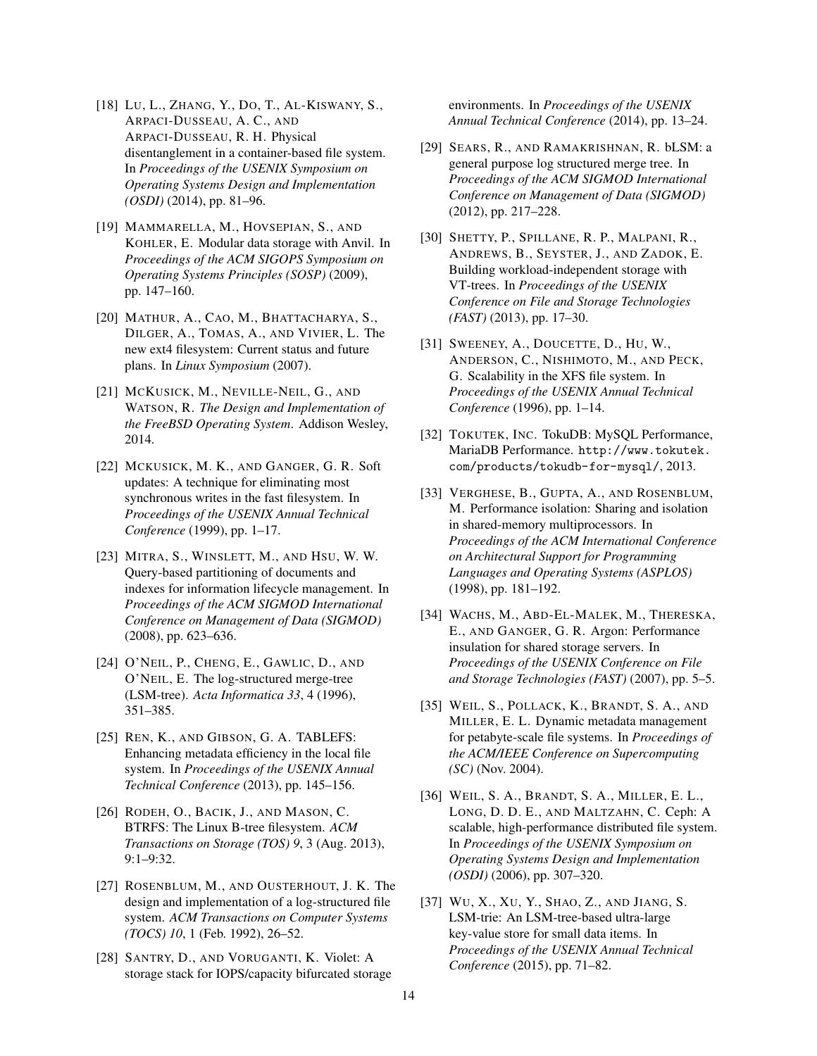[18] Lu, L., Zhang, Y., Do, T., Al-Kiswany, S., Arpaci-Dusseau, A. C., and Arpaci-Dusseau, R. H. Physical disentanglement in a container-based file system. In *Proceedings of the USENIX Symposium on Operating Systems Design and Implementation (OSDI)* (2014), pp. 81–96.

[19] Mammarella, M., Hovsepian, S., and Kohler, E. Modular data storage with Anvil. In *Proceedings of the ACM SIGOPS Symposium on Operating Systems Principles (SOSP)* (2009), pp. 147–160.

[20] Mathur, A., Cao, M., Bhattacharya, S., Dilger, A., Tomas, A., and Vivier, L. The new ext4 filesystem: Current status and future plans. In *Linux Symposium* (2007).

[21] McKusick, M., Neville-Neil, G., and Watson, R. *The Design and Implementation of the FreeBSD Operating System*. Addison Wesley, 2014.

[22] McKusick, M. K., and Ganger, G. R. Soft updates: A technique for eliminating most synchronous writes in the fast filesystem. In *Proceedings of the USENIX Annual Technical Conference* (1999), pp. 1–17.

[23] Mitra, S., Winslett, M., and Hsu, W. W. Query-based partitioning of documents and indexes for information lifecycle management. In *Proceedings of the ACM SIGMOD International Conference on Management of Data (SIGMOD)* (2008), pp. 623–636.

[24] O'Neil, P., Cheng, E., Gawlic, D., and O'Neil, E. The log-structured merge-tree (LSM-tree). *Acta Informatica 33*, 4 (1996), 351–385.

[25] Ren, K., and Gibson, G. A. TABLEFS: Enhancing metadata efficiency in the local file system. In *Proceedings of the USENIX Annual Technical Conference* (2013), pp. 145–156.

[26] Rodeh, O., Bacik, J., and Mason, C. BTRFS: The Linux B-tree filesystem. *ACM Transactions on Storage (TOS) 9*, 3 (Aug. 2013), 9:1–9:32.

[27] Rosenblum, M., and Ousterhout, J. K. The design and implementation of a log-structured file system. *ACM Transactions on Computer Systems (TOCS) 10*, 1 (Feb. 1992), 26–52.

[28] Santry, D., and Voruganti, K. Violet: A storage stack for IOPS/capacity bifurcated storage environments. In *Proceedings of the USENIX Annual Technical Conference* (2014), pp. 13–24.

[29] Sears, R., and Ramakrishnan, R. bLSM: a general purpose log structured merge tree. In *Proceedings of the ACM SIGMOD International Conference on Management of Data (SIGMOD)* (2012), pp. 217–228.

[30] Shetty, P., Spillane, R. P., Malpani, R., Andrews, B., Seyster, J., and Zadok, E. Building workload-independent storage with VT-trees. In *Proceedings of the USENIX Conference on File and Storage Technologies (FAST)* (2013), pp. 17–30.

[31] Sweeney, A., Doucette, D., Hu, W., Anderson, C., Nishimoto, M., and Peck, G. Scalability in the XFS file system. In *Proceedings of the USENIX Annual Technical Conference* (1996), pp. 1–14.

[32] Tokutek, Inc. TokuDB: MySQL Performance, MariaDB Performance. http://www.tokutek.com/products/tokudb-for-mysql/, 2013.

[33] Verghese, B., Gupta, A., and Rosenblum, M. Performance isolation: Sharing and isolation in shared-memory multiprocessors. In *Proceedings of the ACM International Conference on Architectural Support for Programming Languages and Operating Systems (ASPLOS)* (1998), pp. 181–192.

[34] Wachs, M., Abd-El-Malek, M., Thereska, E., and Ganger, G. R. Argon: Performance insulation for shared storage servers. In *Proceedings of the USENIX Conference on File and Storage Technologies (FAST)* (2007), pp. 5–5.

[35] Weil, S., Pollack, K., Brandt, S. A., and Miller, E. L. Dynamic metadata management for petabyte-scale file systems. In *Proceedings of the ACM/IEEE Conference on Supercomputing (SC)* (Nov. 2004).

[36] Weil, S. A., Brandt, S. A., Miller, E. L., Long, D. D. E., and Maltzahn, C. Ceph: A scalable, high-performance distributed file system. In *Proceedings of the USENIX Symposium on Operating Systems Design and Implementation (OSDI)* (2006), pp. 307–320.

[37] Wu, X., Xu, Y., Shao, Z., and Jiang, S. LSM-trie: An LSM-tree-based ultra-large key-value store for small data items. In *Proceedings of the USENIX Annual Technical Conference* (2015), pp. 71–82.